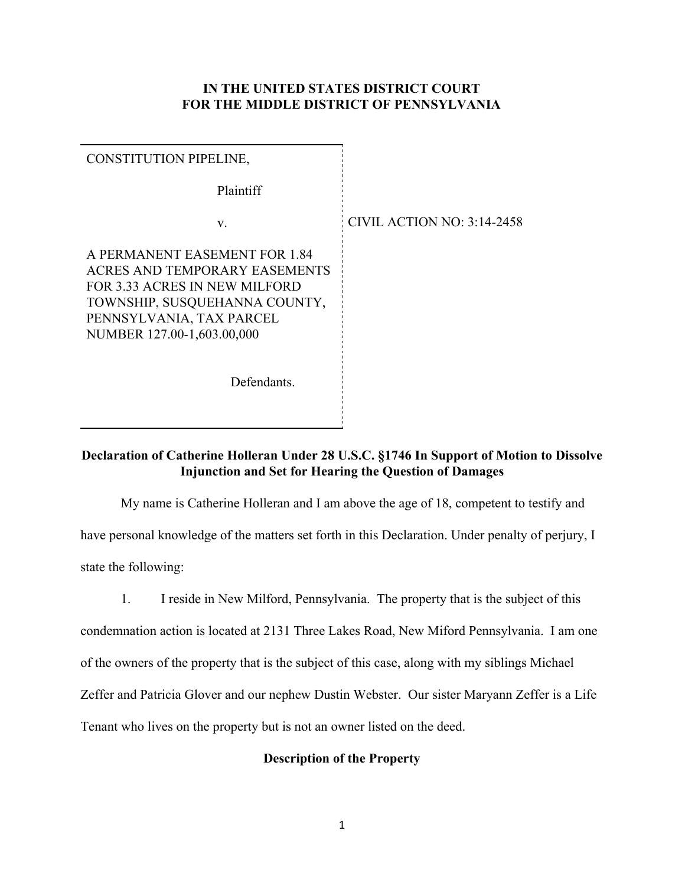**IN THE UNITED STATES DISTRICT COURT**
**FOR THE MIDDLE DISTRICT OF PENNSYLVANIA**

| | |
|---|---|
| CONSTITUTION PIPELINE,<br><br>Plaintiff<br><br>v.<br><br>A PERMANENT EASEMENT FOR 1.84 ACRES AND TEMPORARY EASEMENTS FOR 3.33 ACRES IN NEW MILFORD TOWNSHIP, SUSQUEHANNA COUNTY, PENNSYLVANIA, TAX PARCEL NUMBER 127.00-1,603.00,000<br><br>Defendants. | CIVIL ACTION NO: 3:14-2458 |

**Declaration of Catherine Holleran Under 28 U.S.C. §1746 In Support of Motion to Dissolve Injunction and Set for Hearing the Question of Damages**

My name is Catherine Holleran and I am above the age of 18, competent to testify and have personal knowledge of the matters set forth in this Declaration. Under penalty of perjury, I state the following:

1. I reside in New Milford, Pennsylvania. The property that is the subject of this condemnation action is located at 2131 Three Lakes Road, New Miford Pennsylvania. I am one of the owners of the property that is the subject of this case, along with my siblings Michael Zeffer and Patricia Glover and our nephew Dustin Webster. Our sister Maryann Zeffer is a Life Tenant who lives on the property but is not an owner listed on the deed.

**Description of the Property**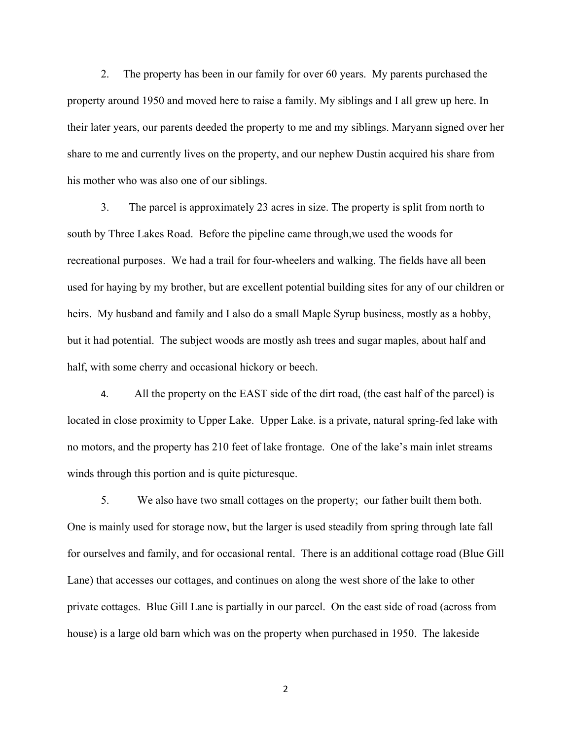2. The property has been in our family for over 60 years. My parents purchased the property around 1950 and moved here to raise a family. My siblings and I all grew up here. In their later years, our parents deeded the property to me and my siblings. Maryann signed over her share to me and currently lives on the property, and our nephew Dustin acquired his share from his mother who was also one of our siblings.

3. The parcel is approximately 23 acres in size. The property is split from north to south by Three Lakes Road. Before the pipeline came through,we used the woods for recreational purposes. We had a trail for four-wheelers and walking. The fields have all been used for haying by my brother, but are excellent potential building sites for any of our children or heirs. My husband and family and I also do a small Maple Syrup business, mostly as a hobby, but it had potential. The subject woods are mostly ash trees and sugar maples, about half and half, with some cherry and occasional hickory or beech.

4. All the property on the EAST side of the dirt road, (the east half of the parcel) is located in close proximity to Upper Lake. Upper Lake. is a private, natural spring-fed lake with no motors, and the property has 210 feet of lake frontage. One of the lake's main inlet streams winds through this portion and is quite picturesque.

5. We also have two small cottages on the property; our father built them both. One is mainly used for storage now, but the larger is used steadily from spring through late fall for ourselves and family, and for occasional rental. There is an additional cottage road (Blue Gill Lane) that accesses our cottages, and continues on along the west shore of the lake to other private cottages. Blue Gill Lane is partially in our parcel. On the east side of road (across from house) is a large old barn which was on the property when purchased in 1950. The lakeside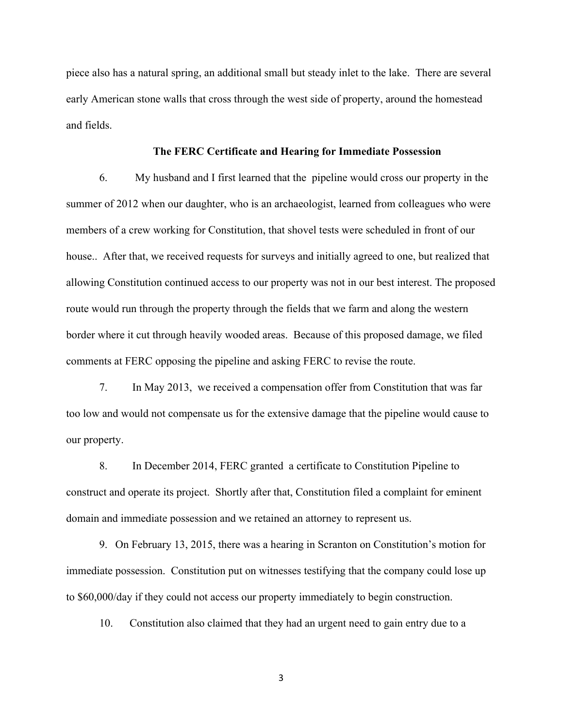piece also has a natural spring, an additional small but steady inlet to the lake. There are several early American stone walls that cross through the west side of property, around the homestead and fields.

**The FERC Certificate and Hearing for Immediate Possession**

6. My husband and I first learned that the pipeline would cross our property in the summer of 2012 when our daughter, who is an archaeologist, learned from colleagues who were members of a crew working for Constitution, that shovel tests were scheduled in front of our house.. After that, we received requests for surveys and initially agreed to one, but realized that allowing Constitution continued access to our property was not in our best interest. The proposed route would run through the property through the fields that we farm and along the western border where it cut through heavily wooded areas. Because of this proposed damage, we filed comments at FERC opposing the pipeline and asking FERC to revise the route.

7. In May 2013, we received a compensation offer from Constitution that was far too low and would not compensate us for the extensive damage that the pipeline would cause to our property.

8. In December 2014, FERC granted a certificate to Constitution Pipeline to construct and operate its project. Shortly after that, Constitution filed a complaint for eminent domain and immediate possession and we retained an attorney to represent us.

9. On February 13, 2015, there was a hearing in Scranton on Constitution's motion for immediate possession. Constitution put on witnesses testifying that the company could lose up to $60,000/day if they could not access our property immediately to begin construction.

10. Constitution also claimed that they had an urgent need to gain entry due to a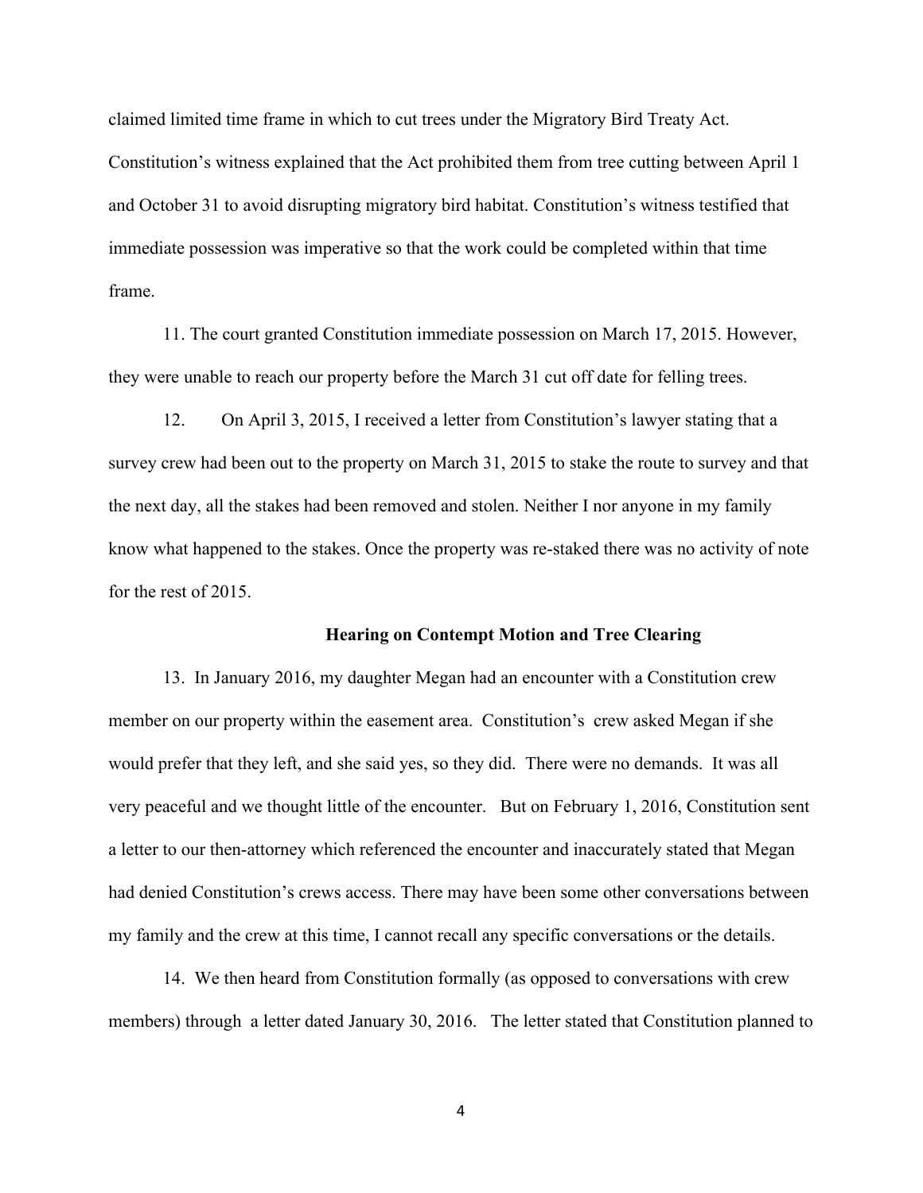claimed limited time frame in which to cut trees under the Migratory Bird Treaty Act. Constitution's witness explained that the Act prohibited them from tree cutting between April 1 and October 31 to avoid disrupting migratory bird habitat. Constitution's witness testified that immediate possession was imperative so that the work could be completed within that time frame.

11. The court granted Constitution immediate possession on March 17, 2015. However, they were unable to reach our property before the March 31 cut off date for felling trees.

12. On April 3, 2015, I received a letter from Constitution's lawyer stating that a survey crew had been out to the property on March 31, 2015 to stake the route to survey and that the next day, all the stakes had been removed and stolen. Neither I nor anyone in my family know what happened to the stakes. Once the property was re-staked there was no activity of note for the rest of 2015.

**Hearing on Contempt Motion and Tree Clearing**

13. In January 2016, my daughter Megan had an encounter with a Constitution crew member on our property within the easement area. Constitution's crew asked Megan if she would prefer that they left, and she said yes, so they did. There were no demands. It was all very peaceful and we thought little of the encounter. But on February 1, 2016, Constitution sent a letter to our then-attorney which referenced the encounter and inaccurately stated that Megan had denied Constitution's crews access. There may have been some other conversations between my family and the crew at this time, I cannot recall any specific conversations or the details.

14. We then heard from Constitution formally (as opposed to conversations with crew members) through a letter dated January 30, 2016. The letter stated that Constitution planned to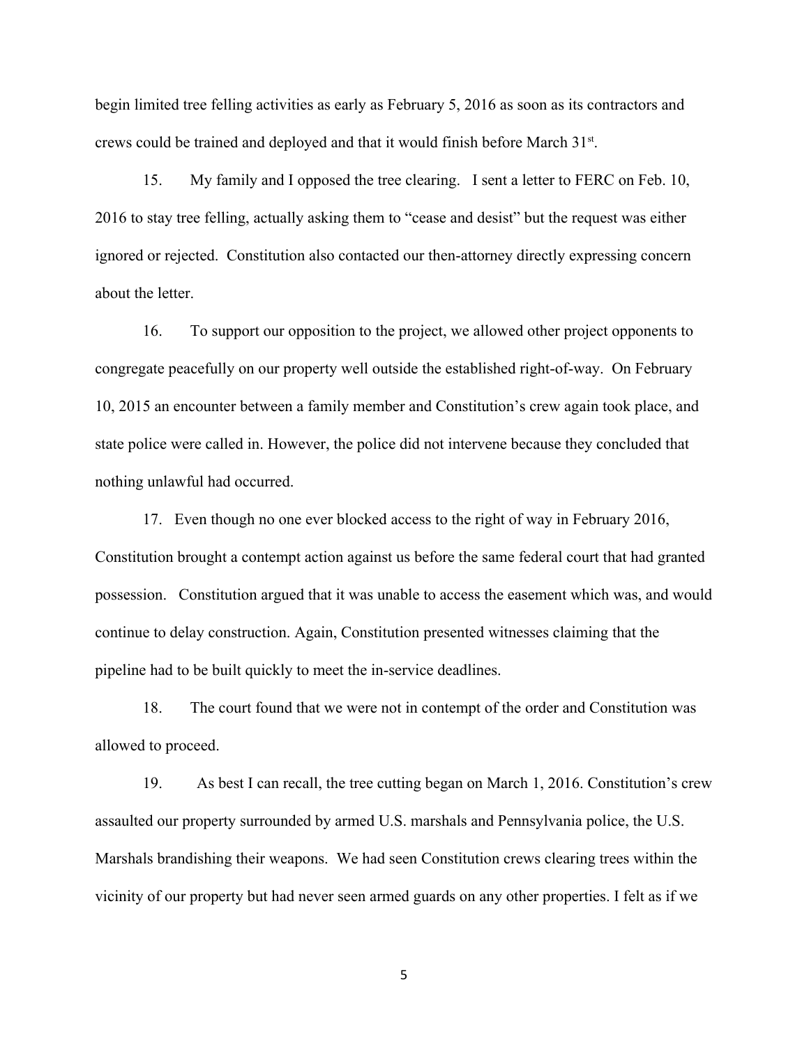begin limited tree felling activities as early as February 5, 2016 as soon as its contractors and crews could be trained and deployed and that it would finish before March 31st.

15. My family and I opposed the tree clearing. I sent a letter to FERC on Feb. 10, 2016 to stay tree felling, actually asking them to "cease and desist" but the request was either ignored or rejected. Constitution also contacted our then-attorney directly expressing concern about the letter.

16. To support our opposition to the project, we allowed other project opponents to congregate peacefully on our property well outside the established right-of-way. On February 10, 2015 an encounter between a family member and Constitution's crew again took place, and state police were called in. However, the police did not intervene because they concluded that nothing unlawful had occurred.

17. Even though no one ever blocked access to the right of way in February 2016, Constitution brought a contempt action against us before the same federal court that had granted possession. Constitution argued that it was unable to access the easement which was, and would continue to delay construction. Again, Constitution presented witnesses claiming that the pipeline had to be built quickly to meet the in-service deadlines.

18. The court found that we were not in contempt of the order and Constitution was allowed to proceed.

19. As best I can recall, the tree cutting began on March 1, 2016. Constitution's crew assaulted our property surrounded by armed U.S. marshals and Pennsylvania police, the U.S. Marshals brandishing their weapons. We had seen Constitution crews clearing trees within the vicinity of our property but had never seen armed guards on any other properties. I felt as if we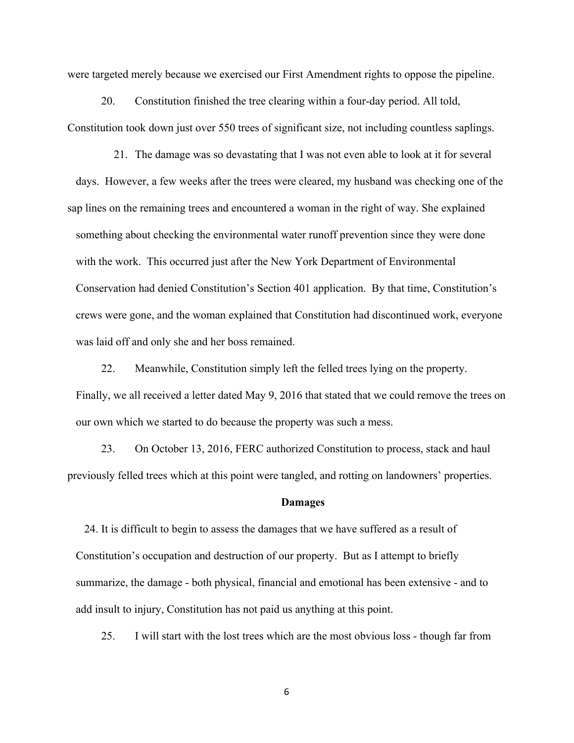were targeted merely because we exercised our First Amendment rights to oppose the pipeline.

20. Constitution finished the tree clearing within a four-day period. All told, Constitution took down just over 550 trees of significant size, not including countless saplings.

21. The damage was so devastating that I was not even able to look at it for several days. However, a few weeks after the trees were cleared, my husband was checking one of the sap lines on the remaining trees and encountered a woman in the right of way. She explained something about checking the environmental water runoff prevention since they were done with the work. This occurred just after the New York Department of Environmental Conservation had denied Constitution's Section 401 application. By that time, Constitution's crews were gone, and the woman explained that Constitution had discontinued work, everyone was laid off and only she and her boss remained.

22. Meanwhile, Constitution simply left the felled trees lying on the property. Finally, we all received a letter dated May 9, 2016 that stated that we could remove the trees on our own which we started to do because the property was such a mess.

23. On October 13, 2016, FERC authorized Constitution to process, stack and haul previously felled trees which at this point were tangled, and rotting on landowners' properties.

**Damages**

24. It is difficult to begin to assess the damages that we have suffered as a result of Constitution's occupation and destruction of our property. But as I attempt to briefly summarize, the damage - both physical, financial and emotional has been extensive - and to add insult to injury, Constitution has not paid us anything at this point.

25. I will start with the lost trees which are the most obvious loss - though far from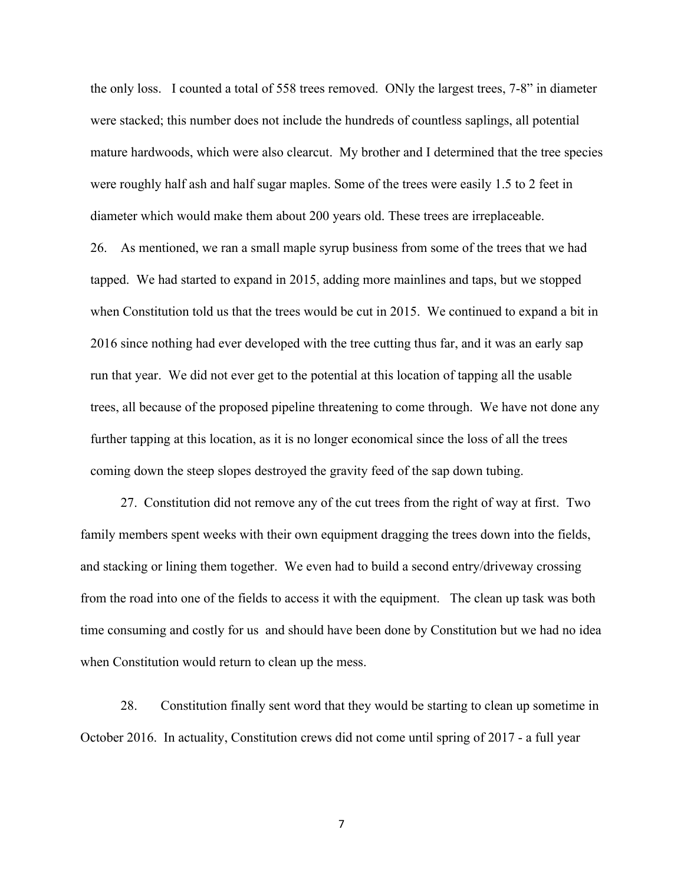the only loss. I counted a total of 558 trees removed. ONly the largest trees, 7-8” in diameter were stacked; this number does not include the hundreds of countless saplings, all potential mature hardwoods, which were also clearcut. My brother and I determined that the tree species were roughly half ash and half sugar maples. Some of the trees were easily 1.5 to 2 feet in diameter which would make them about 200 years old. These trees are irreplaceable.

26. As mentioned, we ran a small maple syrup business from some of the trees that we had tapped. We had started to expand in 2015, adding more mainlines and taps, but we stopped when Constitution told us that the trees would be cut in 2015. We continued to expand a bit in 2016 since nothing had ever developed with the tree cutting thus far, and it was an early sap run that year. We did not ever get to the potential at this location of tapping all the usable trees, all because of the proposed pipeline threatening to come through. We have not done any further tapping at this location, as it is no longer economical since the loss of all the trees coming down the steep slopes destroyed the gravity feed of the sap down tubing.

27. Constitution did not remove any of the cut trees from the right of way at first. Two family members spent weeks with their own equipment dragging the trees down into the fields, and stacking or lining them together. We even had to build a second entry/driveway crossing from the road into one of the fields to access it with the equipment. The clean up task was both time consuming and costly for us and should have been done by Constitution but we had no idea when Constitution would return to clean up the mess.

28. Constitution finally sent word that they would be starting to clean up sometime in October 2016. In actuality, Constitution crews did not come until spring of 2017 - a full year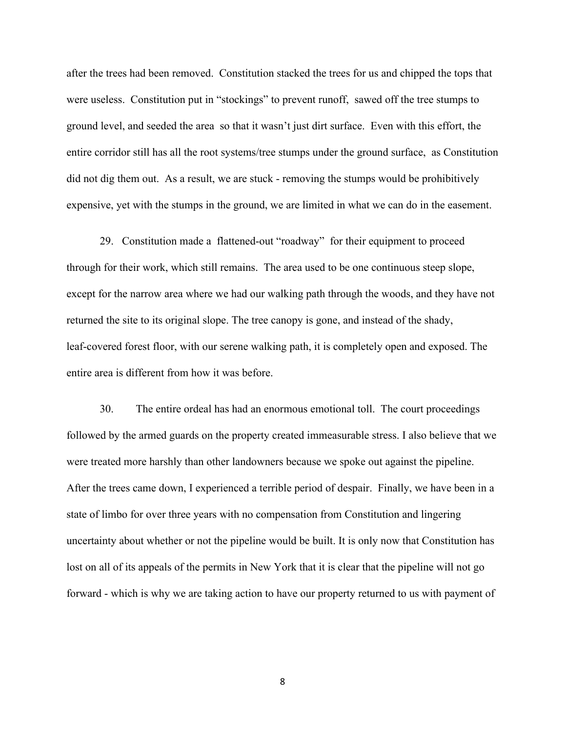after the trees had been removed. Constitution stacked the trees for us and chipped the tops that were useless. Constitution put in "stockings" to prevent runoff, sawed off the tree stumps to ground level, and seeded the area so that it wasn't just dirt surface. Even with this effort, the entire corridor still has all the root systems/tree stumps under the ground surface, as Constitution did not dig them out. As a result, we are stuck - removing the stumps would be prohibitively expensive, yet with the stumps in the ground, we are limited in what we can do in the easement.

29. Constitution made a flattened-out "roadway" for their equipment to proceed through for their work, which still remains. The area used to be one continuous steep slope, except for the narrow area where we had our walking path through the woods, and they have not returned the site to its original slope. The tree canopy is gone, and instead of the shady, leaf-covered forest floor, with our serene walking path, it is completely open and exposed. The entire area is different from how it was before.

30. The entire ordeal has had an enormous emotional toll. The court proceedings followed by the armed guards on the property created immeasurable stress. I also believe that we were treated more harshly than other landowners because we spoke out against the pipeline. After the trees came down, I experienced a terrible period of despair. Finally, we have been in a state of limbo for over three years with no compensation from Constitution and lingering uncertainty about whether or not the pipeline would be built. It is only now that Constitution has lost on all of its appeals of the permits in New York that it is clear that the pipeline will not go forward - which is why we are taking action to have our property returned to us with payment of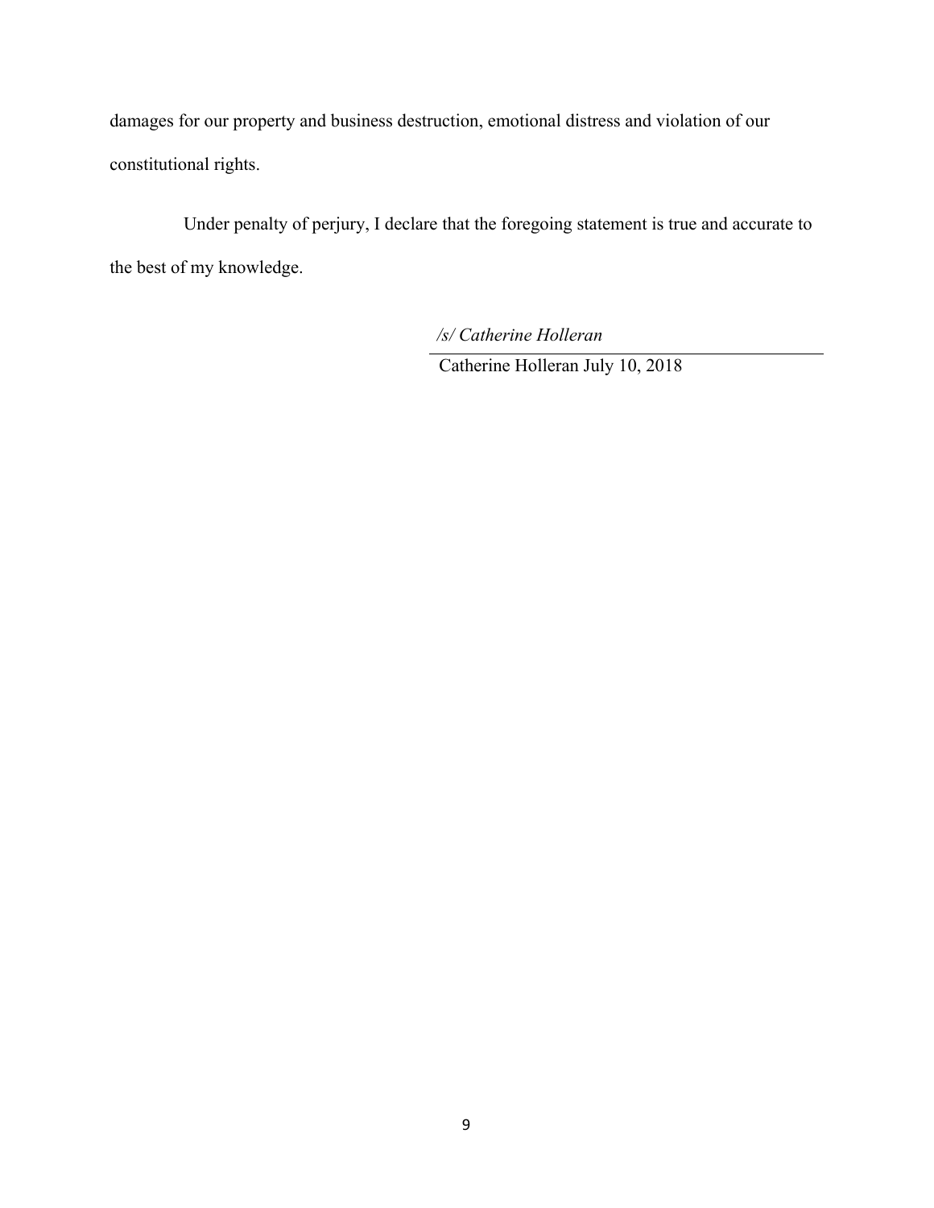damages for our property and business destruction, emotional distress and violation of our constitutional rights.

Under penalty of perjury, I declare that the foregoing statement is true and accurate to the best of my knowledge.

*/s/ Catherine Holleran*

Catherine Holleran July 10, 2018